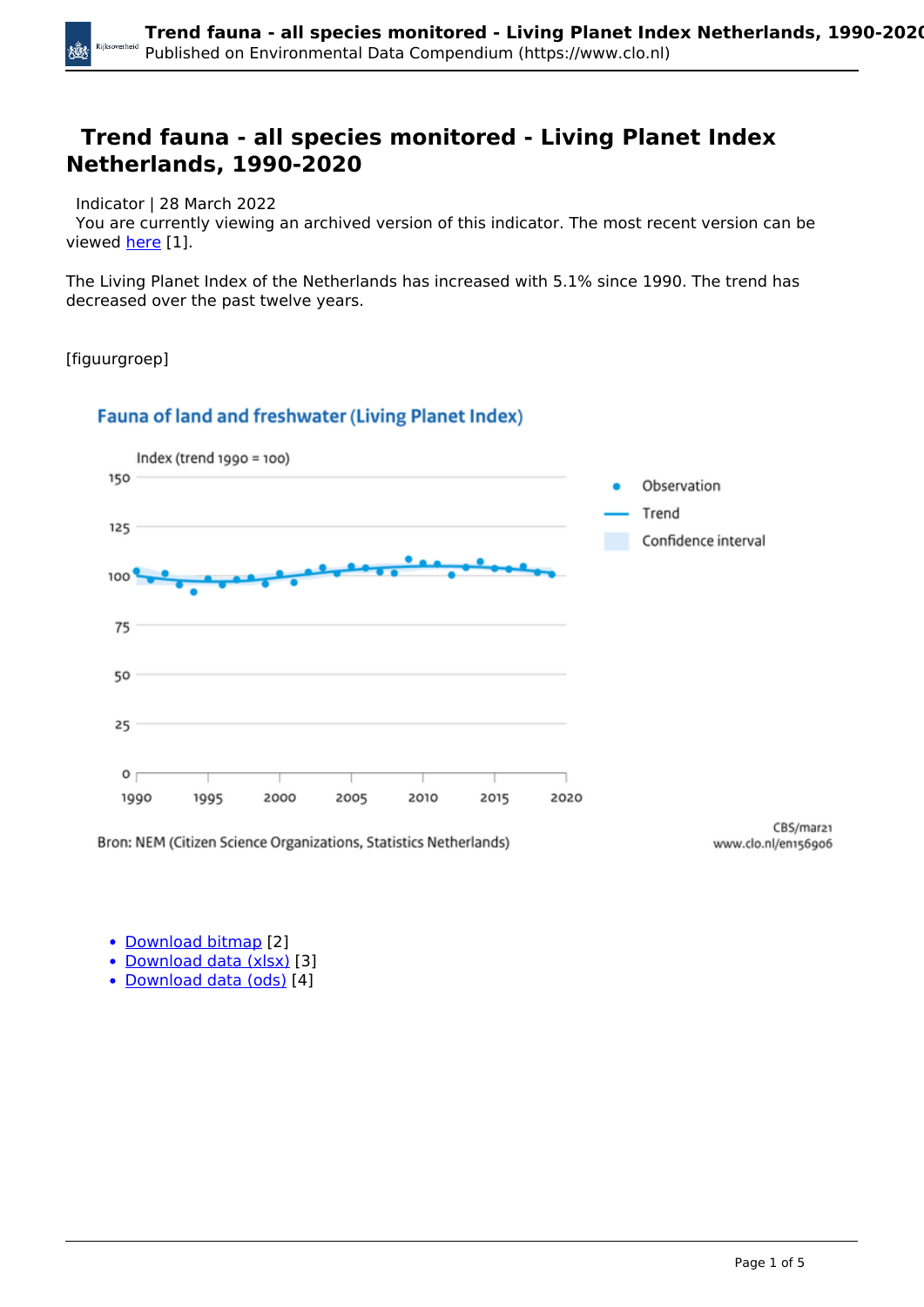# Trend fauna - all species monitored - Living Planet Index Netherlands, 1990-2020

Indicator | 28 March 2022

You are currently viewing an archived version of this indicator. The most recent version can be viewed here [1].

The Living Planet Index of the Netherlands has increased with 5.1% since 1990. The trend has decreased over the past twelve years.

[figuurgroep]

Fauna of land and freshwater (Living Planet Index)

Index (trend 1990 = 100)

Observation
Trend
Confidence interval

Bron: NEM (Citizen Science Organizations, Statistics Netherlands)

CBS/mar21
www.clo.nl/en156906

- Download bitmap [2]
- Download data (xlsx) [3]
- Download data (ods) [4]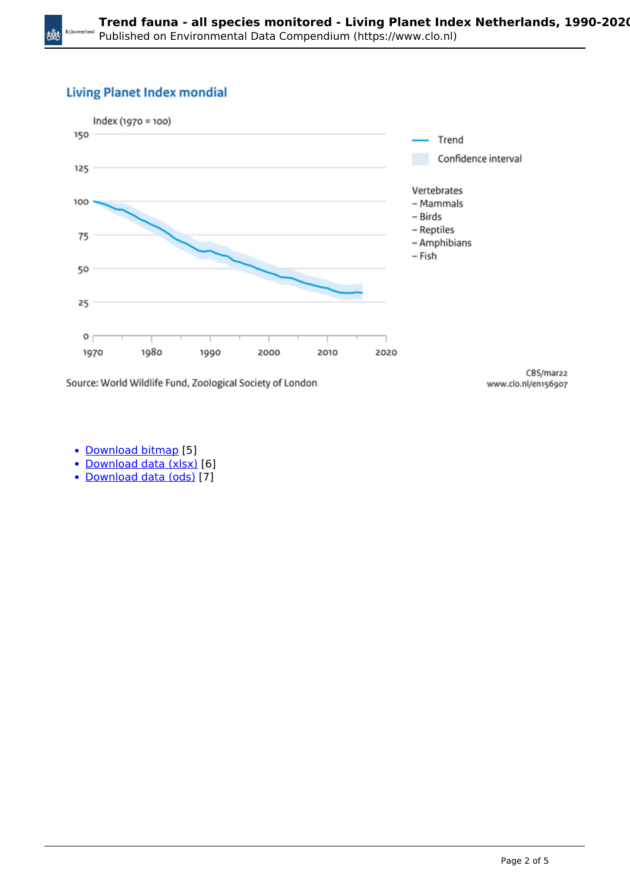## Living Planet Index mondial

Index (1970 = 100)

150

125

100

75

50

25

0

1970 1980 1990 2000 2010 2020

Trend

Confidence interval

Vertebrates
- Mammals
- Birds
- Reptiles
- Amphibians
- Fish

Source: World Wildlife Fund, Zoological Society of London

CBS/mar22
www.clo.nl/en156907

- Download bitmap [5]
- Download data (xlsx) [6]
- Download data (ods) [7]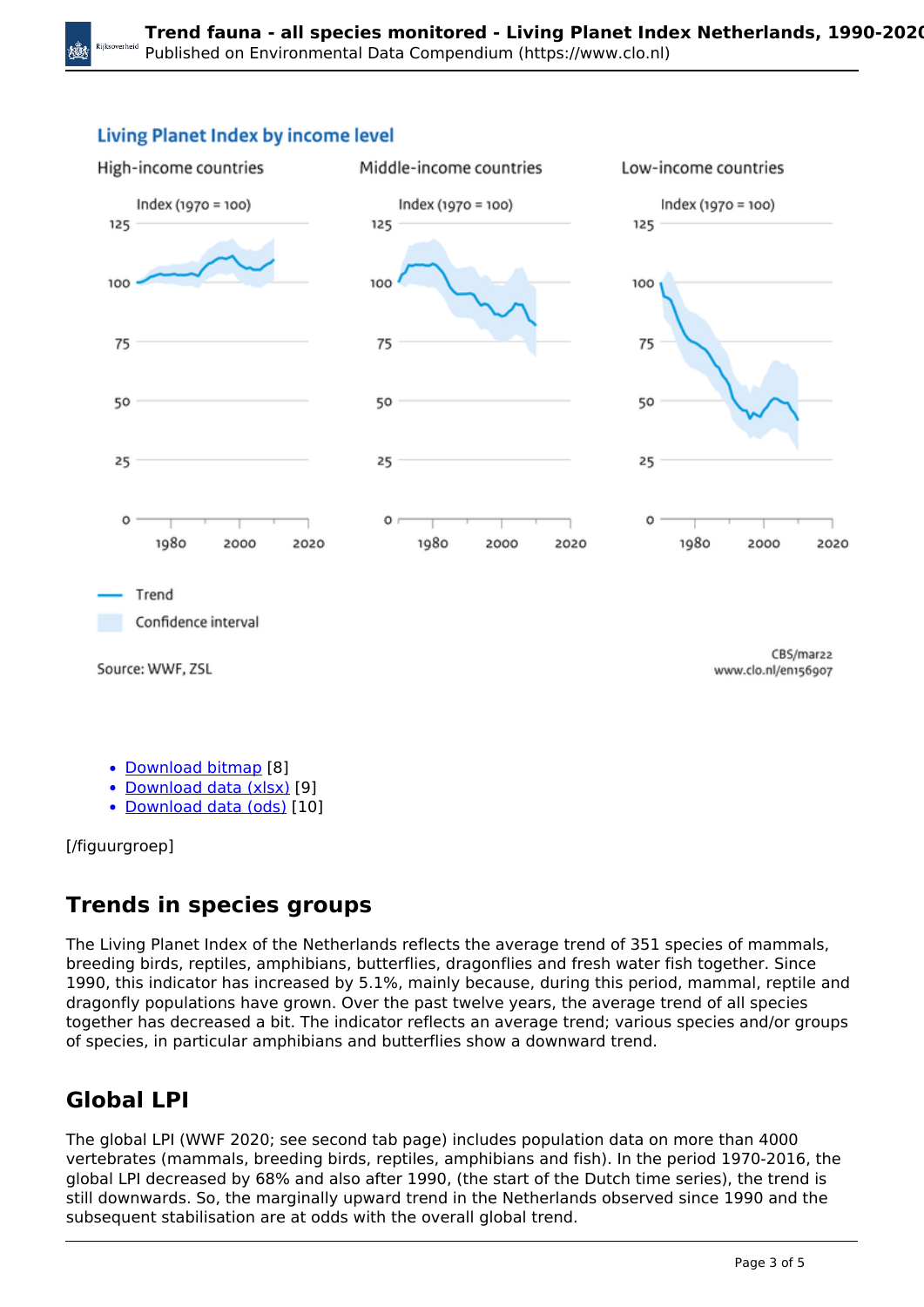**Living Planet Index by income level**

High-income countries | Middle-income countries | Low-income countries

Index (1970 = 100)

Trend

Confidence interval

Source: WWF, ZSL

CBS/mar22
www.clo.nl/en156907

- Download bitmap [8]
- Download data (xlsx) [9]
- Download data (ods) [10]

[/figuurgroep]

## Trends in species groups

The Living Planet Index of the Netherlands reflects the average trend of 351 species of mammals, breeding birds, reptiles, amphibians, butterflies, dragonflies and fresh water fish together. Since 1990, this indicator has increased by 5.1%, mainly because, during this period, mammal, reptile and dragonfly populations have grown. Over the past twelve years, the average trend of all species together has decreased a bit. The indicator reflects an average trend; various species and/or groups of species, in particular amphibians and butterflies show a downward trend.

## Global LPI

The global LPI (WWF 2020; see second tab page) includes population data on more than 4000 vertebrates (mammals, breeding birds, reptiles, amphibians and fish). In the period 1970-2016, the global LPI decreased by 68% and also after 1990, (the start of the Dutch time series), the trend is still downwards. So, the marginally upward trend in the Netherlands observed since 1990 and the subsequent stabilisation are at odds with the overall global trend.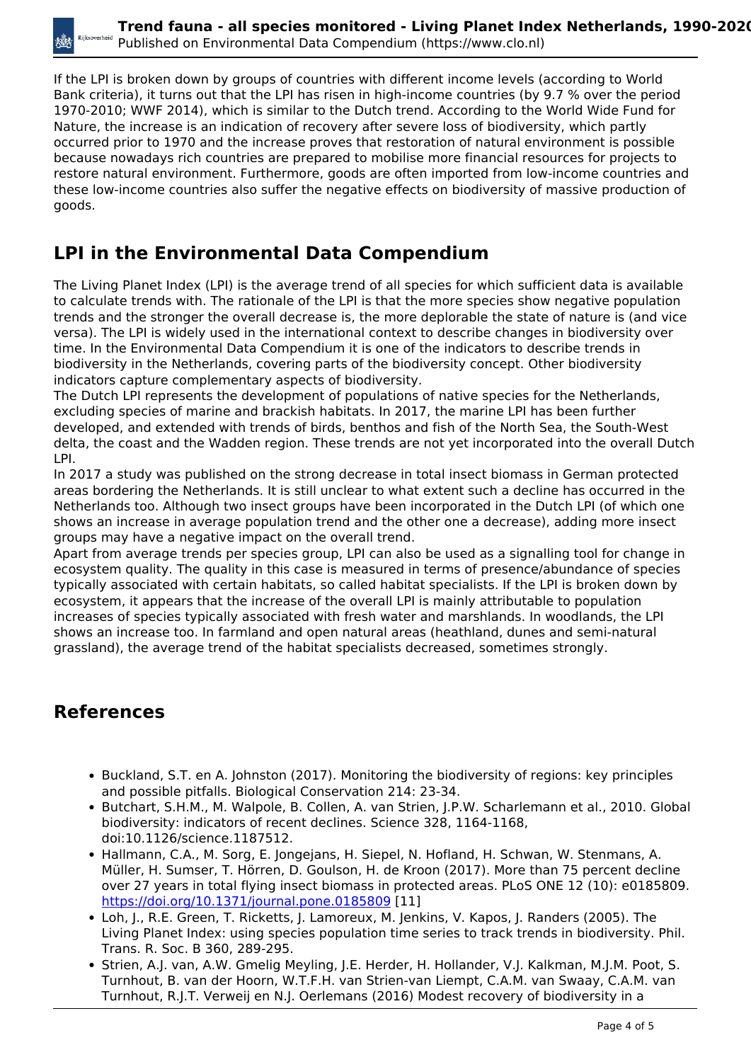If the LPI is broken down by groups of countries with different income levels (according to World Bank criteria), it turns out that the LPI has risen in high-income countries (by 9.7 % over the period 1970-2010; WWF 2014), which is similar to the Dutch trend. According to the World Wide Fund for Nature, the increase is an indication of recovery after severe loss of biodiversity, which partly occurred prior to 1970 and the increase proves that restoration of natural environment is possible because nowadays rich countries are prepared to mobilise more financial resources for projects to restore natural environment. Furthermore, goods are often imported from low-income countries and these low-income countries also suffer the negative effects on biodiversity of massive production of goods.

## LPI in the Environmental Data Compendium

The Living Planet Index (LPI) is the average trend of all species for which sufficient data is available to calculate trends with. The rationale of the LPI is that the more species show negative population trends and the stronger the overall decrease is, the more deplorable the state of nature is (and vice versa). The LPI is widely used in the international context to describe changes in biodiversity over time. In the Environmental Data Compendium it is one of the indicators to describe trends in biodiversity in the Netherlands, covering parts of the biodiversity concept. Other biodiversity indicators capture complementary aspects of biodiversity.
The Dutch LPI represents the development of populations of native species for the Netherlands, excluding species of marine and brackish habitats. In 2017, the marine LPI has been further developed, and extended with trends of birds, benthos and fish of the North Sea, the South-West delta, the coast and the Wadden region. These trends are not yet incorporated into the overall Dutch LPI.
In 2017 a study was published on the strong decrease in total insect biomass in German protected areas bordering the Netherlands. It is still unclear to what extent such a decline has occurred in the Netherlands too. Although two insect groups have been incorporated in the Dutch LPI (of which one shows an increase in average population trend and the other one a decrease), adding more insect groups may have a negative impact on the overall trend.
Apart from average trends per species group, LPI can also be used as a signalling tool for change in ecosystem quality. The quality in this case is measured in terms of presence/abundance of species typically associated with certain habitats, so called habitat specialists. If the LPI is broken down by ecosystem, it appears that the increase of the overall LPI is mainly attributable to population increases of species typically associated with fresh water and marshlands. In woodlands, the LPI shows an increase too. In farmland and open natural areas (heathland, dunes and semi-natural grassland), the average trend of the habitat specialists decreased, sometimes strongly.

## References

- Buckland, S.T. en A. Johnston (2017). Monitoring the biodiversity of regions: key principles and possible pitfalls. Biological Conservation 214: 23-34.
- Butchart, S.H.M., M. Walpole, B. Collen, A. van Strien, J.P.W. Scharlemann et al., 2010. Global biodiversity: indicators of recent declines. Science 328, 1164-1168, doi:10.1126/science.1187512.
- Hallmann, C.A., M. Sorg, E. Jongejans, H. Siepel, N. Hofland, H. Schwan, W. Stenmans, A. Müller, H. Sumser, T. Hörren, D. Goulson, H. de Kroon (2017). More than 75 percent decline over 27 years in total flying insect biomass in protected areas. PLoS ONE 12 (10): e0185809. https://doi.org/10.1371/journal.pone.0185809 [11]
- Loh, J., R.E. Green, T. Ricketts, J. Lamoreux, M. Jenkins, V. Kapos, J. Randers (2005). The Living Planet Index: using species population time series to track trends in biodiversity. Phil. Trans. R. Soc. B 360, 289-295.
- Strien, A.J. van, A.W. Gmelig Meyling, J.E. Herder, H. Hollander, V.J. Kalkman, M.J.M. Poot, S. Turnhout, B. van der Hoorn, W.T.F.H. van Strien-van Liempt, C.A.M. van Swaay, C.A.M. van Turnhout, R.J.T. Verweij en N.J. Oerlemans (2016) Modest recovery of biodiversity in a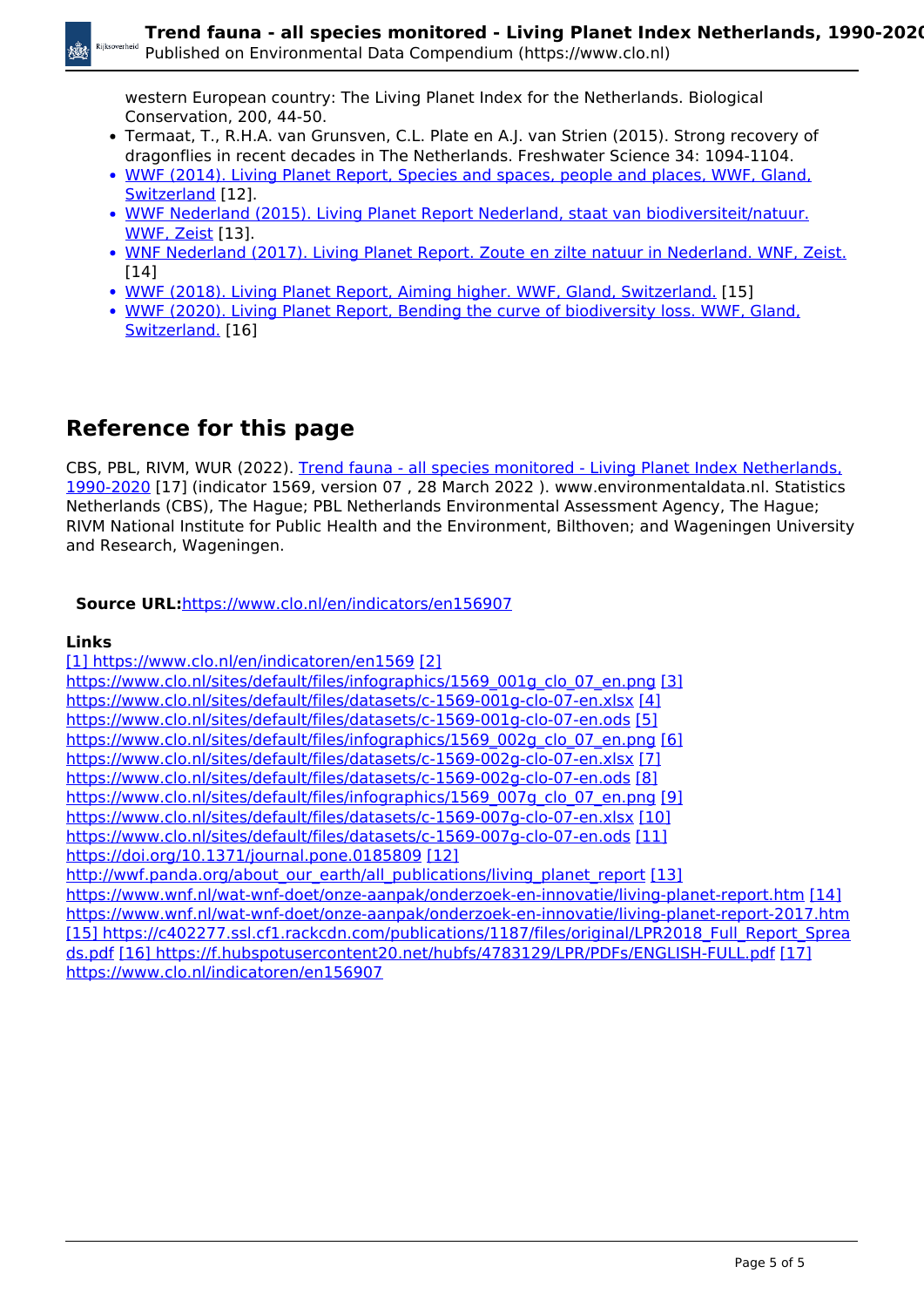western European country: The Living Planet Index for the Netherlands. Biological Conservation, 200, 44-50.

- Termaat, T., R.H.A. van Grunsven, C.L. Plate en A.J. van Strien (2015). Strong recovery of dragonflies in recent decades in The Netherlands. Freshwater Science 34: 1094-1104.
- WWF (2014). Living Planet Report, Species and spaces, people and places, WWF, Gland, Switzerland [12].
- WWF Nederland (2015). Living Planet Report Nederland, staat van biodiversiteit/natuur. WWF, Zeist [13].
- WNF Nederland (2017). Living Planet Report. Zoute en zilte natuur in Nederland. WNF, Zeist. [14]
- WWF (2018). Living Planet Report, Aiming higher. WWF, Gland, Switzerland. [15]
- WWF (2020). Living Planet Report, Bending the curve of biodiversity loss. WWF, Gland, Switzerland. [16]

## Reference for this page

CBS, PBL, RIVM, WUR (2022). Trend fauna - all species monitored - Living Planet Index Netherlands, 1990-2020 [17] (indicator 1569, version 07 , 28 March 2022 ). www.environmentaldata.nl. Statistics Netherlands (CBS), The Hague; PBL Netherlands Environmental Assessment Agency, The Hague; RIVM National Institute for Public Health and the Environment, Bilthoven; and Wageningen University and Research, Wageningen.

**Source URL:** https://www.clo.nl/en/indicators/en156907

**Links**
[1] https://www.clo.nl/en/indicatoren/en1569 [2] https://www.clo.nl/sites/default/files/infographics/1569_001g_clo_07_en.png [3] https://www.clo.nl/sites/default/files/datasets/c-1569-001g-clo-07-en.xlsx [4] https://www.clo.nl/sites/default/files/datasets/c-1569-001g-clo-07-en.ods [5] https://www.clo.nl/sites/default/files/infographics/1569_002g_clo_07_en.png [6] https://www.clo.nl/sites/default/files/datasets/c-1569-002g-clo-07-en.xlsx [7] https://www.clo.nl/sites/default/files/datasets/c-1569-002g-clo-07-en.ods [8] https://www.clo.nl/sites/default/files/infographics/1569_007g_clo_07_en.png [9] https://www.clo.nl/sites/default/files/datasets/c-1569-007g-clo-07-en.xlsx [10] https://www.clo.nl/sites/default/files/datasets/c-1569-007g-clo-07-en.ods [11] https://doi.org/10.1371/journal.pone.0185809 [12] http://wwf.panda.org/about_our_earth/all_publications/living_planet_report [13] https://www.wnf.nl/wat-wnf-doet/onze-aanpak/onderzoek-en-innovatie/living-planet-report.htm [14] https://www.wnf.nl/wat-wnf-doet/onze-aanpak/onderzoek-en-innovatie/living-planet-report-2017.htm [15] https://c402277.ssl.cf1.rackcdn.com/publications/1187/files/original/LPR2018_Full_Report_Spreads.pdf [16] https://f.hubspotusercontent20.net/hubfs/4783129/LPR/PDFs/ENGLISH-FULL.pdf [17] https://www.clo.nl/indicatoren/en156907